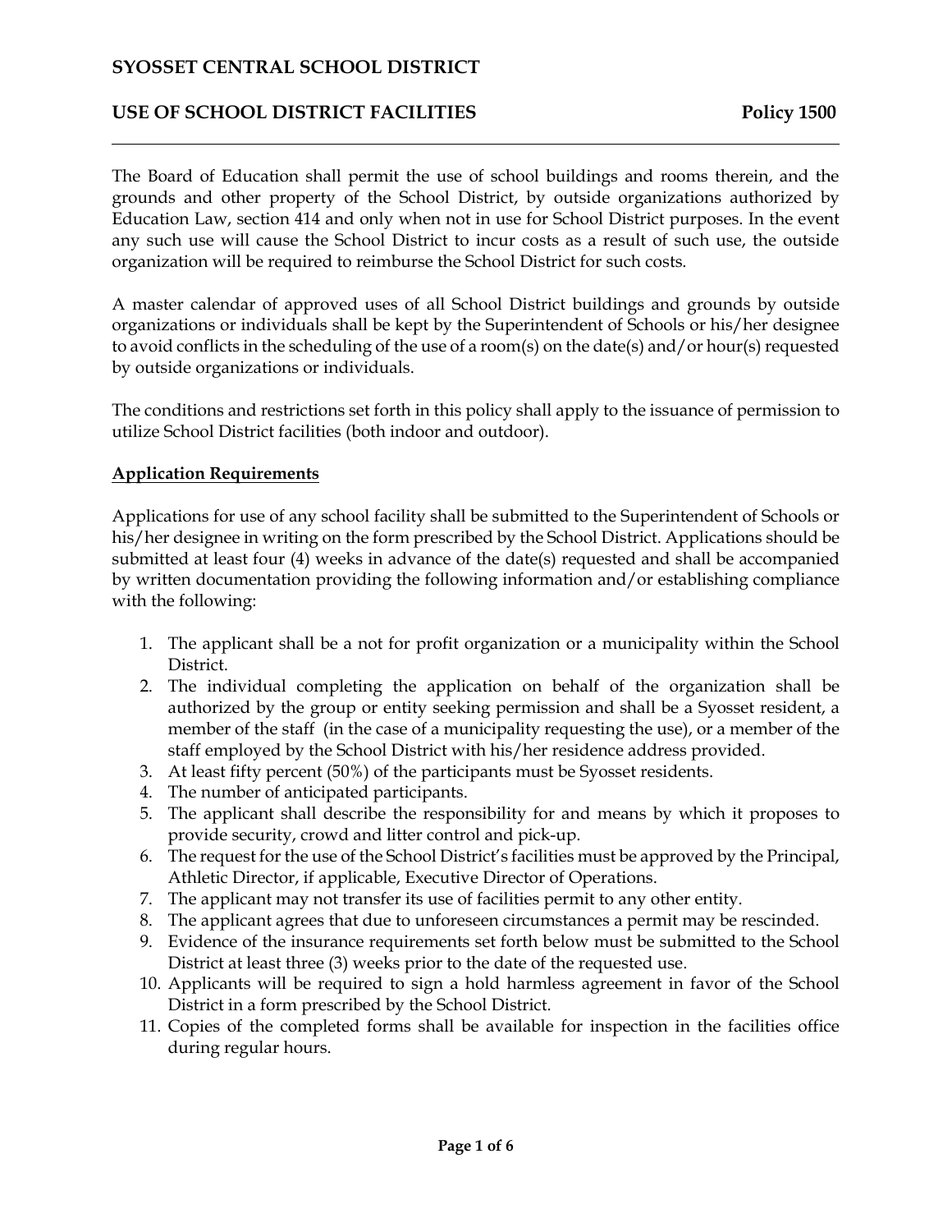# SYOSSET CENTRAL SCHOOL DISTRICT

## USE OF SCHOOL DISTRICT FACILITIES — Policy 1500

The Board of Education shall permit the use of school buildings and rooms therein, and the grounds and other property of the School District, by outside organizations authorized by Education Law, section 414 and only when not in use for School District purposes. In the event any such use will cause the School District to incur costs as a result of such use, the outside organization will be required to reimburse the School District for such costs.

A master calendar of approved uses of all School District buildings and grounds by outside organizations or individuals shall be kept by the Superintendent of Schools or his/her designee to avoid conflicts in the scheduling of the use of a room(s) on the date(s) and/or hour(s) requested by outside organizations or individuals.

The conditions and restrictions set forth in this policy shall apply to the issuance of permission to utilize School District facilities (both indoor and outdoor).

### Application Requirements

Applications for use of any school facility shall be submitted to the Superintendent of Schools or his/her designee in writing on the form prescribed by the School District. Applications should be submitted at least four (4) weeks in advance of the date(s) requested and shall be accompanied by written documentation providing the following information and/or establishing compliance with the following:

1. The applicant shall be a not for profit organization or a municipality within the School District.
2. The individual completing the application on behalf of the organization shall be authorized by the group or entity seeking permission and shall be a Syosset resident, a member of the staff (in the case of a municipality requesting the use), or a member of the staff employed by the School District with his/her residence address provided.
3. At least fifty percent (50%) of the participants must be Syosset residents.
4. The number of anticipated participants.
5. The applicant shall describe the responsibility for and means by which it proposes to provide security, crowd and litter control and pick-up.
6. The request for the use of the School District's facilities must be approved by the Principal, Athletic Director, if applicable, Executive Director of Operations.
7. The applicant may not transfer its use of facilities permit to any other entity.
8. The applicant agrees that due to unforeseen circumstances a permit may be rescinded.
9. Evidence of the insurance requirements set forth below must be submitted to the School District at least three (3) weeks prior to the date of the requested use.
10. Applicants will be required to sign a hold harmless agreement in favor of the School District in a form prescribed by the School District.
11. Copies of the completed forms shall be available for inspection in the facilities office during regular hours.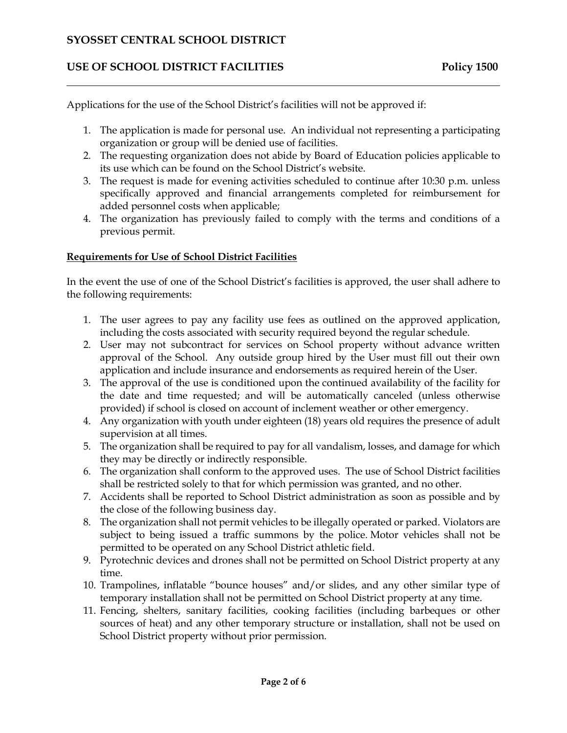Applications for the use of the School District's facilities will not be approved if:

1. The application is made for personal use. An individual not representing a participating organization or group will be denied use of facilities.
2. The requesting organization does not abide by Board of Education policies applicable to its use which can be found on the School District's website.
3. The request is made for evening activities scheduled to continue after 10:30 p.m. unless specifically approved and financial arrangements completed for reimbursement for added personnel costs when applicable;
4. The organization has previously failed to comply with the terms and conditions of a previous permit.

**Requirements for Use of School District Facilities**

In the event the use of one of the School District's facilities is approved, the user shall adhere to the following requirements:

1. The user agrees to pay any facility use fees as outlined on the approved application, including the costs associated with security required beyond the regular schedule.
2. User may not subcontract for services on School property without advance written approval of the School. Any outside group hired by the User must fill out their own application and include insurance and endorsements as required herein of the User.
3. The approval of the use is conditioned upon the continued availability of the facility for the date and time requested; and will be automatically canceled (unless otherwise provided) if school is closed on account of inclement weather or other emergency.
4. Any organization with youth under eighteen (18) years old requires the presence of adult supervision at all times.
5. The organization shall be required to pay for all vandalism, losses, and damage for which they may be directly or indirectly responsible.
6. The organization shall conform to the approved uses. The use of School District facilities shall be restricted solely to that for which permission was granted, and no other.
7. Accidents shall be reported to School District administration as soon as possible and by the close of the following business day.
8. The organization shall not permit vehicles to be illegally operated or parked. Violators are subject to being issued a traffic summons by the police. Motor vehicles shall not be permitted to be operated on any School District athletic field.
9. Pyrotechnic devices and drones shall not be permitted on School District property at any time.
10. Trampolines, inflatable "bounce houses" and/or slides, and any other similar type of temporary installation shall not be permitted on School District property at any time.
11. Fencing, shelters, sanitary facilities, cooking facilities (including barbeques or other sources of heat) and any other temporary structure or installation, shall not be used on School District property without prior permission.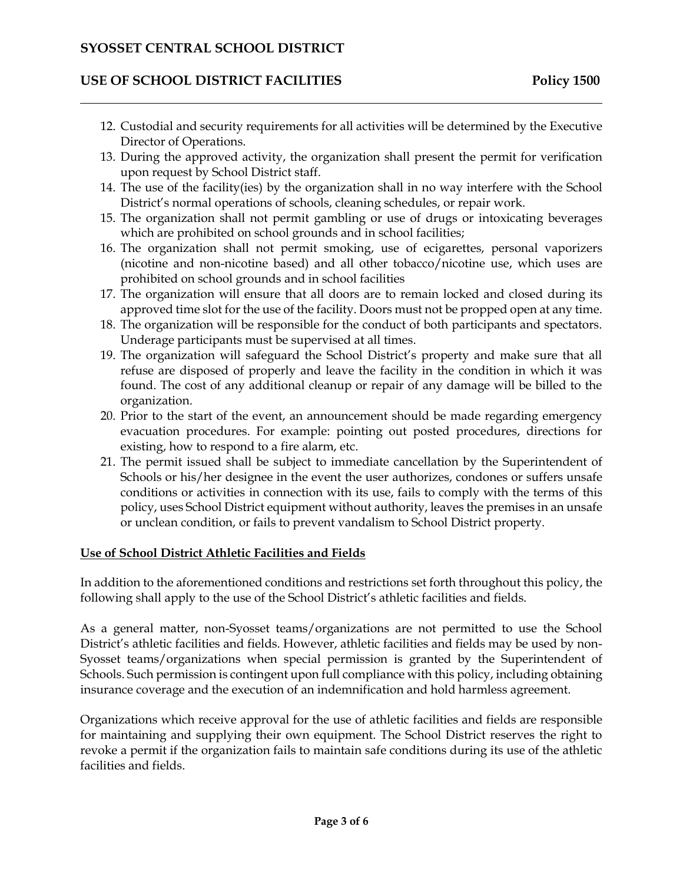12. Custodial and security requirements for all activities will be determined by the Executive Director of Operations.
13. During the approved activity, the organization shall present the permit for verification upon request by School District staff.
14. The use of the facility(ies) by the organization shall in no way interfere with the School District's normal operations of schools, cleaning schedules, or repair work.
15. The organization shall not permit gambling or use of drugs or intoxicating beverages which are prohibited on school grounds and in school facilities;
16. The organization shall not permit smoking, use of ecigarettes, personal vaporizers (nicotine and non-nicotine based) and all other tobacco/nicotine use, which uses are prohibited on school grounds and in school facilities
17. The organization will ensure that all doors are to remain locked and closed during its approved time slot for the use of the facility. Doors must not be propped open at any time.
18. The organization will be responsible for the conduct of both participants and spectators. Underage participants must be supervised at all times.
19. The organization will safeguard the School District's property and make sure that all refuse are disposed of properly and leave the facility in the condition in which it was found. The cost of any additional cleanup or repair of any damage will be billed to the organization.
20. Prior to the start of the event, an announcement should be made regarding emergency evacuation procedures. For example: pointing out posted procedures, directions for existing, how to respond to a fire alarm, etc.
21. The permit issued shall be subject to immediate cancellation by the Superintendent of Schools or his/her designee in the event the user authorizes, condones or suffers unsafe conditions or activities in connection with its use, fails to comply with the terms of this policy, uses School District equipment without authority, leaves the premises in an unsafe or unclean condition, or fails to prevent vandalism to School District property.

**Use of School District Athletic Facilities and Fields**

In addition to the aforementioned conditions and restrictions set forth throughout this policy, the following shall apply to the use of the School District's athletic facilities and fields.

As a general matter, non-Syosset teams/organizations are not permitted to use the School District's athletic facilities and fields. However, athletic facilities and fields may be used by non-Syosset teams/organizations when special permission is granted by the Superintendent of Schools. Such permission is contingent upon full compliance with this policy, including obtaining insurance coverage and the execution of an indemnification and hold harmless agreement.

Organizations which receive approval for the use of athletic facilities and fields are responsible for maintaining and supplying their own equipment. The School District reserves the right to revoke a permit if the organization fails to maintain safe conditions during its use of the athletic facilities and fields.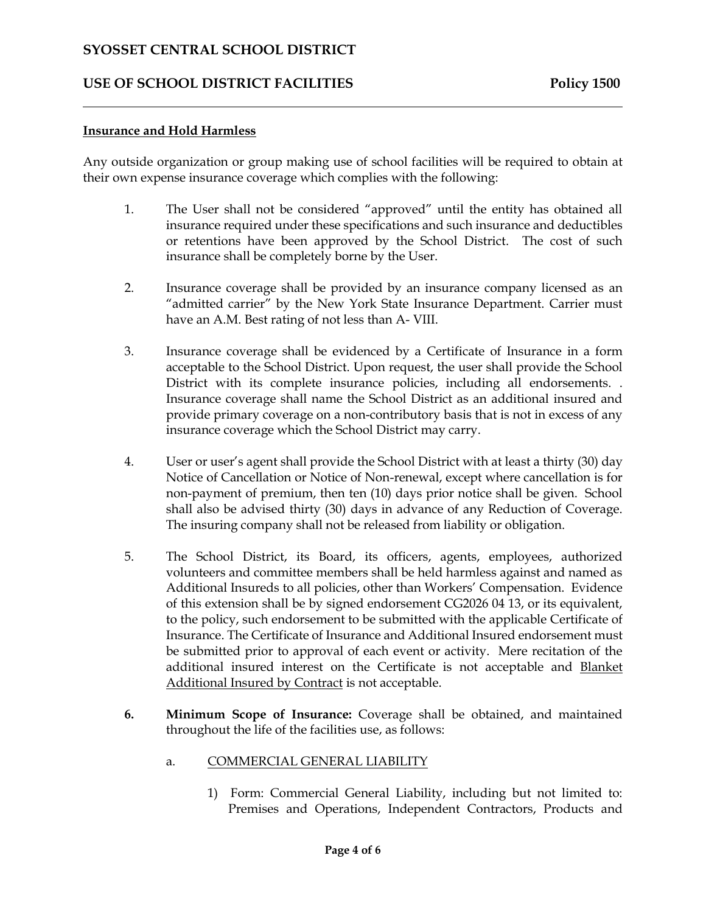**Insurance and Hold Harmless**

Any outside organization or group making use of school facilities will be required to obtain at their own expense insurance coverage which complies with the following:

1. The User shall not be considered "approved" until the entity has obtained all insurance required under these specifications and such insurance and deductibles or retentions have been approved by the School District. The cost of such insurance shall be completely borne by the User.

2. Insurance coverage shall be provided by an insurance company licensed as an "admitted carrier" by the New York State Insurance Department. Carrier must have an A.M. Best rating of not less than A- VIII.

3. Insurance coverage shall be evidenced by a Certificate of Insurance in a form acceptable to the School District. Upon request, the user shall provide the School District with its complete insurance policies, including all endorsements. . Insurance coverage shall name the School District as an additional insured and provide primary coverage on a non-contributory basis that is not in excess of any insurance coverage which the School District may carry.

4. User or user's agent shall provide the School District with at least a thirty (30) day Notice of Cancellation or Notice of Non-renewal, except where cancellation is for non-payment of premium, then ten (10) days prior notice shall be given. School shall also be advised thirty (30) days in advance of any Reduction of Coverage. The insuring company shall not be released from liability or obligation.

5. The School District, its Board, its officers, agents, employees, authorized volunteers and committee members shall be held harmless against and named as Additional Insureds to all policies, other than Workers' Compensation. Evidence of this extension shall be by signed endorsement CG2026 04 13, or its equivalent, to the policy, such endorsement to be submitted with the applicable Certificate of Insurance. The Certificate of Insurance and Additional Insured endorsement must be submitted prior to approval of each event or activity. Mere recitation of the additional insured interest on the Certificate is not acceptable and Blanket Additional Insured by Contract is not acceptable.

6. **Minimum Scope of Insurance:** Coverage shall be obtained, and maintained throughout the life of the facilities use, as follows:

   a. COMMERCIAL GENERAL LIABILITY

      1) Form: Commercial General Liability, including but not limited to: Premises and Operations, Independent Contractors, Products and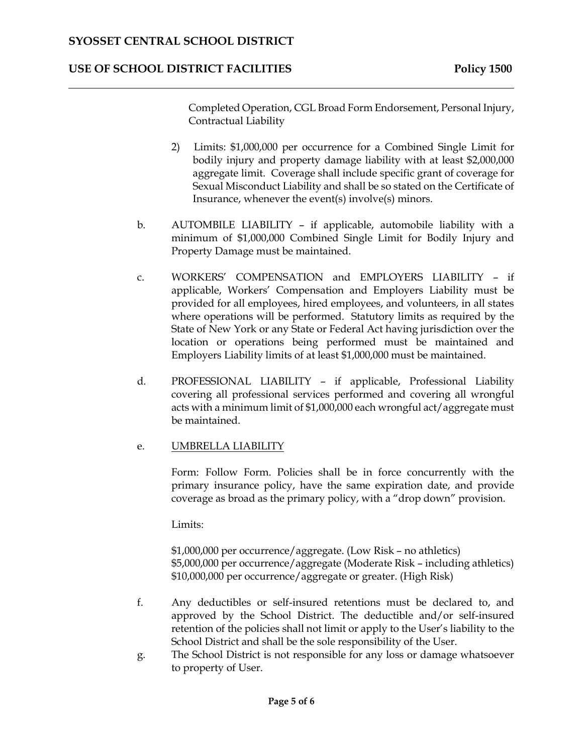Completed Operation, CGL Broad Form Endorsement, Personal Injury, Contractual Liability

2) Limits: $1,000,000 per occurrence for a Combined Single Limit for bodily injury and property damage liability with at least $2,000,000 aggregate limit. Coverage shall include specific grant of coverage for Sexual Misconduct Liability and shall be so stated on the Certificate of Insurance, whenever the event(s) involve(s) minors.

b. AUTOMBILE LIABILITY – if applicable, automobile liability with a minimum of $1,000,000 Combined Single Limit for Bodily Injury and Property Damage must be maintained.

c. WORKERS' COMPENSATION and EMPLOYERS LIABILITY – if applicable, Workers' Compensation and Employers Liability must be provided for all employees, hired employees, and volunteers, in all states where operations will be performed. Statutory limits as required by the State of New York or any State or Federal Act having jurisdiction over the location or operations being performed must be maintained and Employers Liability limits of at least $1,000,000 must be maintained.

d. PROFESSIONAL LIABILITY – if applicable, Professional Liability covering all professional services performed and covering all wrongful acts with a minimum limit of $1,000,000 each wrongful act/aggregate must be maintained.

e. UMBRELLA LIABILITY

Form: Follow Form. Policies shall be in force concurrently with the primary insurance policy, have the same expiration date, and provide coverage as broad as the primary policy, with a "drop down" provision.

Limits:

$1,000,000 per occurrence/aggregate. (Low Risk – no athletics)
$5,000,000 per occurrence/aggregate (Moderate Risk – including athletics)
$10,000,000 per occurrence/aggregate or greater. (High Risk)

f. Any deductibles or self-insured retentions must be declared to, and approved by the School District. The deductible and/or self-insured retention of the policies shall not limit or apply to the User's liability to the School District and shall be the sole responsibility of the User.

g. The School District is not responsible for any loss or damage whatsoever to property of User.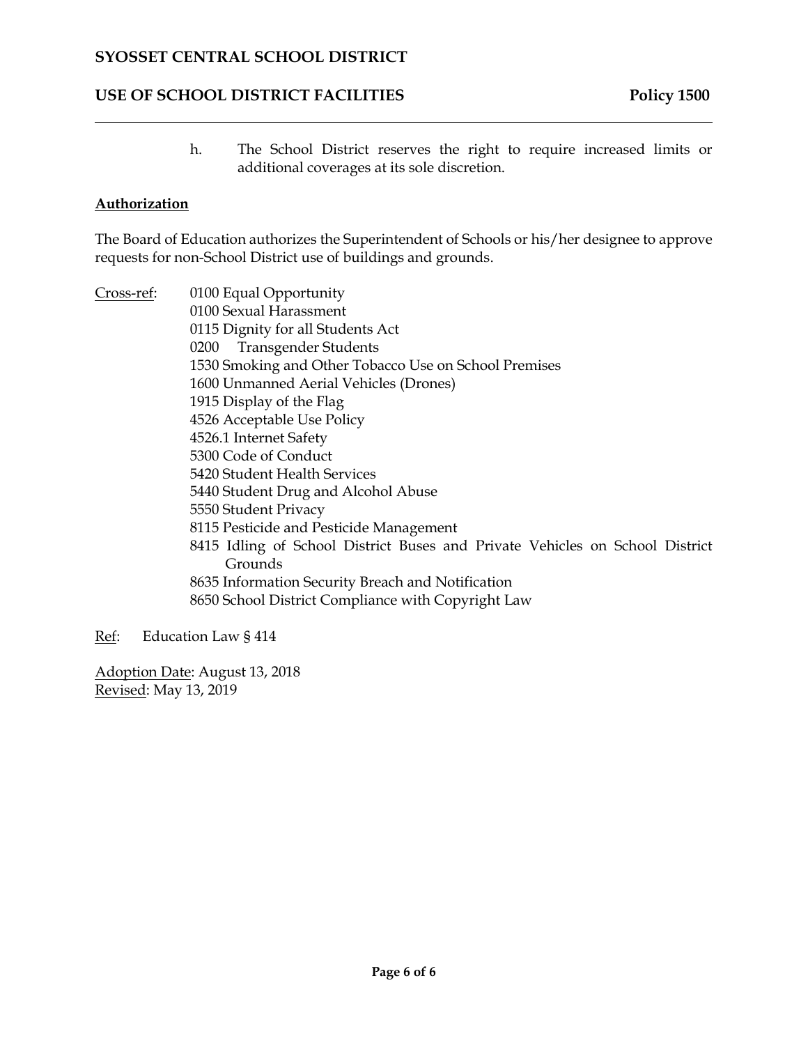h. The School District reserves the right to require increased limits or additional coverages at its sole discretion.

**Authorization**

The Board of Education authorizes the Superintendent of Schools or his/her designee to approve requests for non-School District use of buildings and grounds.

Cross-ref:
- 0100 Equal Opportunity
- 0100 Sexual Harassment
- 0115 Dignity for all Students Act
- 0200 Transgender Students
- 1530 Smoking and Other Tobacco Use on School Premises
- 1600 Unmanned Aerial Vehicles (Drones)
- 1915 Display of the Flag
- 4526 Acceptable Use Policy
- 4526.1 Internet Safety
- 5300 Code of Conduct
- 5420 Student Health Services
- 5440 Student Drug and Alcohol Abuse
- 5550 Student Privacy
- 8115 Pesticide and Pesticide Management
- 8415 Idling of School District Buses and Private Vehicles on School District Grounds
- 8635 Information Security Breach and Notification
- 8650 School District Compliance with Copyright Law

Ref: Education Law § 414

Adoption Date: August 13, 2018
Revised: May 13, 2019